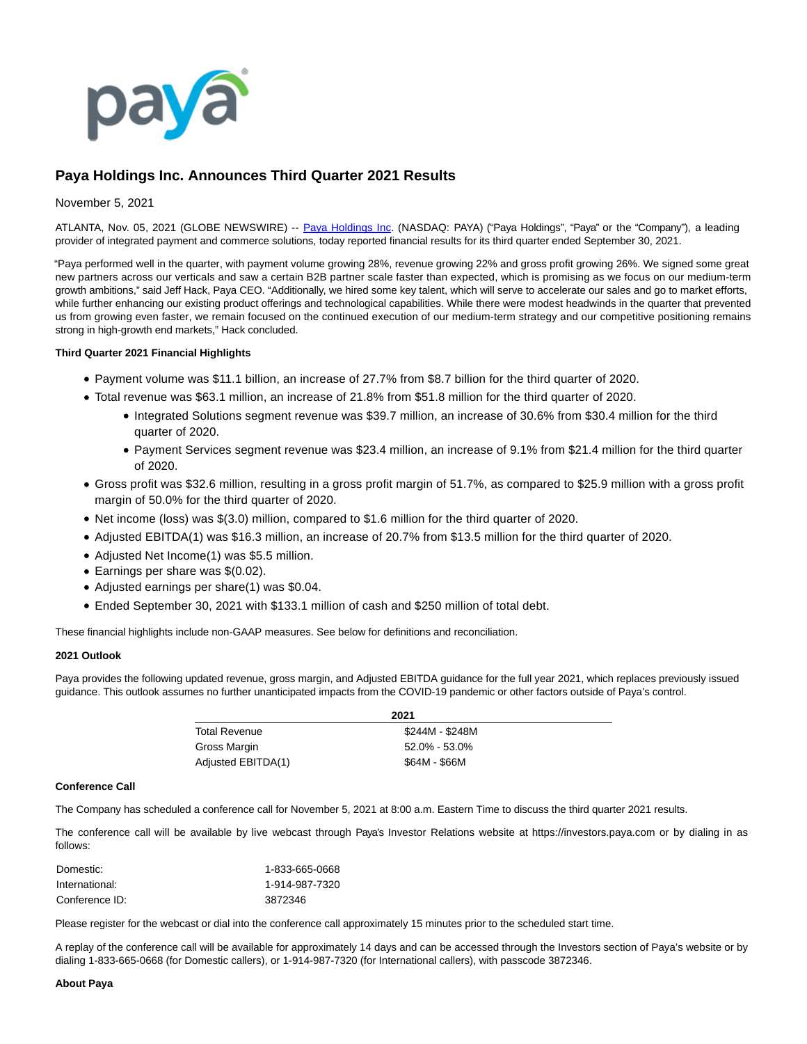# Paya Holdings Inc. Announces Third Quarter 2021 Results

November 5, 2021

ATLANTA, Nov. 05, 2021 (GLOBE NEWSWIRE) -- Paya Holdings Inc. (NASDAQ: PAYA) ("Paya Holdings", "Paya" or the "Company"), a leading provider of integrated payment and commerce solutions, today reported financial results for its third quarter ended September 30, 2021.

"Paya performed well in the quarter, with payment volume growing 28%, revenue growing 22% and gross profit growing 26%. We signed some great new partners across our verticals and saw a certain B2B partner scale faster than expected, which is promising as we focus on our medium-term growth ambitions," said Jeff Hack, Paya CEO. "Additionally, we hired some key talent, which will serve to accelerate our sales and go to market efforts, while further enhancing our existing product offerings and technological capabilities. While there were modest headwinds in the quarter that prevented us from growing even faster, we remain focused on the continued execution of our medium-term strategy and our competitive positioning remains strong in high-growth end markets," Hack concluded.

**Third Quarter 2021 Financial Highlights**

- Payment volume was $11.1 billion, an increase of 27.7% from $8.7 billion for the third quarter of 2020.
- Total revenue was $63.1 million, an increase of 21.8% from $51.8 million for the third quarter of 2020.
  - Integrated Solutions segment revenue was $39.7 million, an increase of 30.6% from $30.4 million for the third quarter of 2020.
  - Payment Services segment revenue was $23.4 million, an increase of 9.1% from $21.4 million for the third quarter of 2020.
- Gross profit was $32.6 million, resulting in a gross profit margin of 51.7%, as compared to $25.9 million with a gross profit margin of 50.0% for the third quarter of 2020.
- Net income (loss) was $(3.0) million, compared to $1.6 million for the third quarter of 2020.
- Adjusted EBITDA(1) was $16.3 million, an increase of 20.7% from $13.5 million for the third quarter of 2020.
- Adjusted Net Income(1) was $5.5 million.
- Earnings per share was $(0.02).
- Adjusted earnings per share(1) was $0.04.
- Ended September 30, 2021 with $133.1 million of cash and $250 million of total debt.

These financial highlights include non-GAAP measures. See below for definitions and reconciliation.

**2021 Outlook**

Paya provides the following updated revenue, gross margin, and Adjusted EBITDA guidance for the full year 2021, which replaces previously issued guidance. This outlook assumes no further unanticipated impacts from the COVID-19 pandemic or other factors outside of Paya's control.

| | 2021 |
|---|---|
| Total Revenue | $244M - $248M |
| Gross Margin | 52.0% - 53.0% |
| Adjusted EBITDA(1) | $64M - $66M |

**Conference Call**

The Company has scheduled a conference call for November 5, 2021 at 8:00 a.m. Eastern Time to discuss the third quarter 2021 results.

The conference call will be available by live webcast through Paya's Investor Relations website at https://investors.paya.com or by dialing in as follows:

| | |
|---|---|
| Domestic: | 1-833-665-0668 |
| International: | 1-914-987-7320 |
| Conference ID: | 3872346 |

Please register for the webcast or dial into the conference call approximately 15 minutes prior to the scheduled start time.

A replay of the conference call will be available for approximately 14 days and can be accessed through the Investors section of Paya's website or by dialing 1-833-665-0668 (for Domestic callers), or 1-914-987-7320 (for International callers), with passcode 3872346.

**About Paya**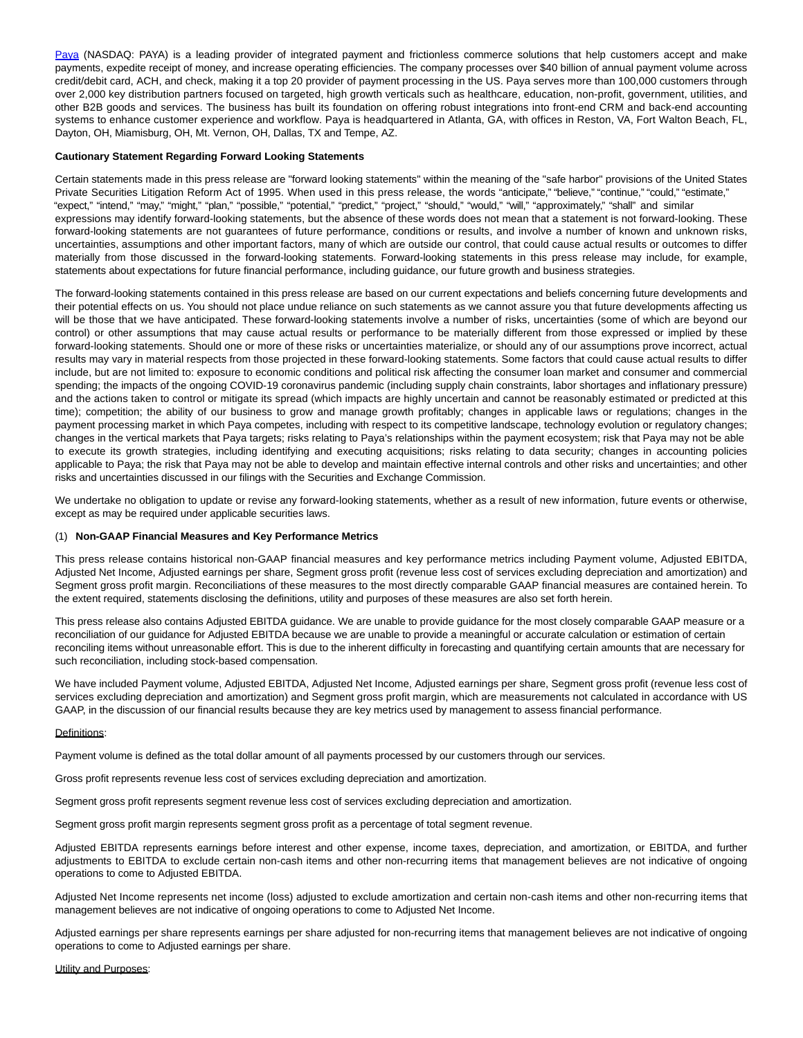Paya (NASDAQ: PAYA) is a leading provider of integrated payment and frictionless commerce solutions that help customers accept and make payments, expedite receipt of money, and increase operating efficiencies. The company processes over $40 billion of annual payment volume across credit/debit card, ACH, and check, making it a top 20 provider of payment processing in the US. Paya serves more than 100,000 customers through over 2,000 key distribution partners focused on targeted, high growth verticals such as healthcare, education, non-profit, government, utilities, and other B2B goods and services. The business has built its foundation on offering robust integrations into front-end CRM and back-end accounting systems to enhance customer experience and workflow. Paya is headquartered in Atlanta, GA, with offices in Reston, VA, Fort Walton Beach, FL, Dayton, OH, Miamisburg, OH, Mt. Vernon, OH, Dallas, TX and Tempe, AZ.

**Cautionary Statement Regarding Forward Looking Statements**

Certain statements made in this press release are "forward looking statements" within the meaning of the "safe harbor" provisions of the United States Private Securities Litigation Reform Act of 1995. When used in this press release, the words "anticipate," "believe," "continue," "could," "estimate," "expect," "intend," "may," "might," "plan," "possible," "potential," "predict," "project," "should," "would," "will," "approximately," "shall" and similar expressions may identify forward-looking statements, but the absence of these words does not mean that a statement is not forward-looking. These forward-looking statements are not guarantees of future performance, conditions or results, and involve a number of known and unknown risks, uncertainties, assumptions and other important factors, many of which are outside our control, that could cause actual results or outcomes to differ materially from those discussed in the forward-looking statements. Forward-looking statements in this press release may include, for example, statements about expectations for future financial performance, including guidance, our future growth and business strategies.

The forward-looking statements contained in this press release are based on our current expectations and beliefs concerning future developments and their potential effects on us. You should not place undue reliance on such statements as we cannot assure you that future developments affecting us will be those that we have anticipated. These forward-looking statements involve a number of risks, uncertainties (some of which are beyond our control) or other assumptions that may cause actual results or performance to be materially different from those expressed or implied by these forward-looking statements. Should one or more of these risks or uncertainties materialize, or should any of our assumptions prove incorrect, actual results may vary in material respects from those projected in these forward-looking statements. Some factors that could cause actual results to differ include, but are not limited to: exposure to economic conditions and political risk affecting the consumer loan market and consumer and commercial spending; the impacts of the ongoing COVID-19 coronavirus pandemic (including supply chain constraints, labor shortages and inflationary pressure) and the actions taken to control or mitigate its spread (which impacts are highly uncertain and cannot be reasonably estimated or predicted at this time); competition; the ability of our business to grow and manage growth profitably; changes in applicable laws or regulations; changes in the payment processing market in which Paya competes, including with respect to its competitive landscape, technology evolution or regulatory changes; changes in the vertical markets that Paya targets; risks relating to Paya's relationships within the payment ecosystem; risk that Paya may not be able to execute its growth strategies, including identifying and executing acquisitions; risks relating to data security; changes in accounting policies applicable to Paya; the risk that Paya may not be able to develop and maintain effective internal controls and other risks and uncertainties; and other risks and uncertainties discussed in our filings with the Securities and Exchange Commission.

We undertake no obligation to update or revise any forward-looking statements, whether as a result of new information, future events or otherwise, except as may be required under applicable securities laws.

(1) **Non-GAAP Financial Measures and Key Performance Metrics**

This press release contains historical non-GAAP financial measures and key performance metrics including Payment volume, Adjusted EBITDA, Adjusted Net Income, Adjusted earnings per share, Segment gross profit (revenue less cost of services excluding depreciation and amortization) and Segment gross profit margin. Reconciliations of these measures to the most directly comparable GAAP financial measures are contained herein. To the extent required, statements disclosing the definitions, utility and purposes of these measures are also set forth herein.

This press release also contains Adjusted EBITDA guidance. We are unable to provide guidance for the most closely comparable GAAP measure or a reconciliation of our guidance for Adjusted EBITDA because we are unable to provide a meaningful or accurate calculation or estimation of certain reconciling items without unreasonable effort. This is due to the inherent difficulty in forecasting and quantifying certain amounts that are necessary for such reconciliation, including stock-based compensation.

We have included Payment volume, Adjusted EBITDA, Adjusted Net Income, Adjusted earnings per share, Segment gross profit (revenue less cost of services excluding depreciation and amortization) and Segment gross profit margin, which are measurements not calculated in accordance with US GAAP, in the discussion of our financial results because they are key metrics used by management to assess financial performance.

Definitions:

Payment volume is defined as the total dollar amount of all payments processed by our customers through our services.

Gross profit represents revenue less cost of services excluding depreciation and amortization.

Segment gross profit represents segment revenue less cost of services excluding depreciation and amortization.

Segment gross profit margin represents segment gross profit as a percentage of total segment revenue.

Adjusted EBITDA represents earnings before interest and other expense, income taxes, depreciation, and amortization, or EBITDA, and further adjustments to EBITDA to exclude certain non-cash items and other non-recurring items that management believes are not indicative of ongoing operations to come to Adjusted EBITDA.

Adjusted Net Income represents net income (loss) adjusted to exclude amortization and certain non-cash items and other non-recurring items that management believes are not indicative of ongoing operations to come to Adjusted Net Income.

Adjusted earnings per share represents earnings per share adjusted for non-recurring items that management believes are not indicative of ongoing operations to come to Adjusted earnings per share.

Utility and Purposes: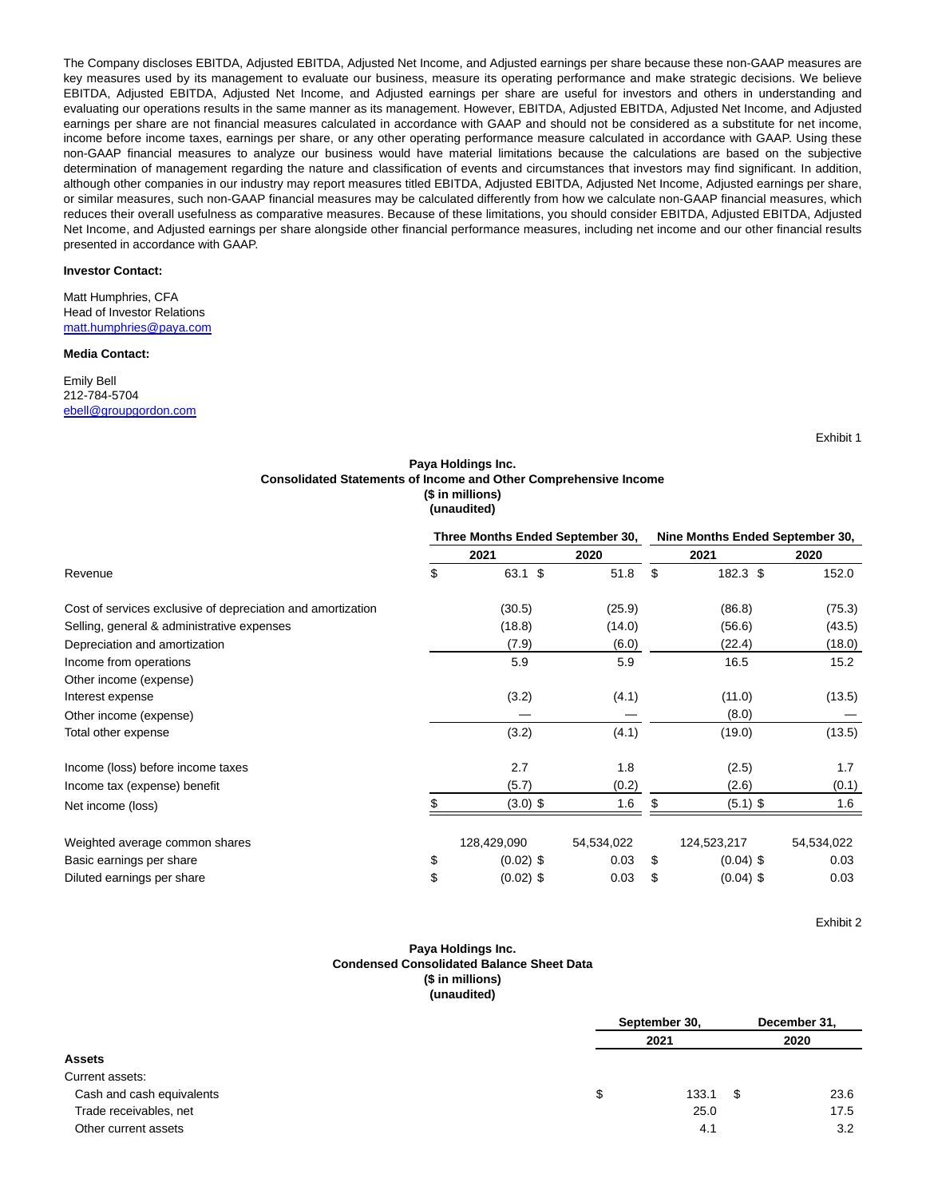The Company discloses EBITDA, Adjusted EBITDA, Adjusted Net Income, and Adjusted earnings per share because these non-GAAP measures are key measures used by its management to evaluate our business, measure its operating performance and make strategic decisions. We believe EBITDA, Adjusted EBITDA, Adjusted Net Income, and Adjusted earnings per share are useful for investors and others in understanding and evaluating our operations results in the same manner as its management. However, EBITDA, Adjusted EBITDA, Adjusted Net Income, and Adjusted earnings per share are not financial measures calculated in accordance with GAAP and should not be considered as a substitute for net income, income before income taxes, earnings per share, or any other operating performance measure calculated in accordance with GAAP. Using these non-GAAP financial measures to analyze our business would have material limitations because the calculations are based on the subjective determination of management regarding the nature and classification of events and circumstances that investors may find significant. In addition, although other companies in our industry may report measures titled EBITDA, Adjusted EBITDA, Adjusted Net Income, Adjusted earnings per share, or similar measures, such non-GAAP financial measures may be calculated differently from how we calculate non-GAAP financial measures, which reduces their overall usefulness as comparative measures. Because of these limitations, you should consider EBITDA, Adjusted EBITDA, Adjusted Net Income, and Adjusted earnings per share alongside other financial performance measures, including net income and our other financial results presented in accordance with GAAP.

**Investor Contact:**

Matt Humphries, CFA
Head of Investor Relations
matt.humphries@paya.com

**Media Contact:**

Emily Bell
212-784-5704
ebell@groupgordon.com

Exhibit 1

**Paya Holdings Inc.**
**Consolidated Statements of Income and Other Comprehensive Income**
**($ in millions)**
**(unaudited)**

| | Three Months Ended September 30, | | Nine Months Ended September 30, | |
|---|---|---|---|---|
| | 2021 | 2020 | 2021 | 2020 |
| Revenue | $ 63.1 | $ 51.8 | $ 182.3 | $ 152.0 |
| Cost of services exclusive of depreciation and amortization | (30.5) | (25.9) | (86.8) | (75.3) |
| Selling, general & administrative expenses | (18.8) | (14.0) | (56.6) | (43.5) |
| Depreciation and amortization | (7.9) | (6.0) | (22.4) | (18.0) |
| Income from operations | 5.9 | 5.9 | 16.5 | 15.2 |
| Other income (expense) | | | | |
| Interest expense | (3.2) | (4.1) | (11.0) | (13.5) |
| Other income (expense) | — | — | (8.0) | — |
| Total other expense | (3.2) | (4.1) | (19.0) | (13.5) |
| Income (loss) before income taxes | 2.7 | 1.8 | (2.5) | 1.7 |
| Income tax (expense) benefit | (5.7) | (0.2) | (2.6) | (0.1) |
| Net income (loss) | $ (3.0) | $ 1.6 | $ (5.1) | $ 1.6 |
| Weighted average common shares | 128,429,090 | 54,534,022 | 124,523,217 | 54,534,022 |
| Basic earnings per share | $ (0.02) | $ 0.03 | $ (0.04) | $ 0.03 |
| Diluted earnings per share | $ (0.02) | $ 0.03 | $ (0.04) | $ 0.03 |

Exhibit 2

**Paya Holdings Inc.**
**Condensed Consolidated Balance Sheet Data**
**($ in millions)**
**(unaudited)**

| | September 30, | December 31, |
|---|---|---|
| | 2021 | 2020 |
| **Assets** | | |
| Current assets: | | |
| Cash and cash equivalents | $ 133.1 | $ 23.6 |
| Trade receivables, net | 25.0 | 17.5 |
| Other current assets | 4.1 | 3.2 |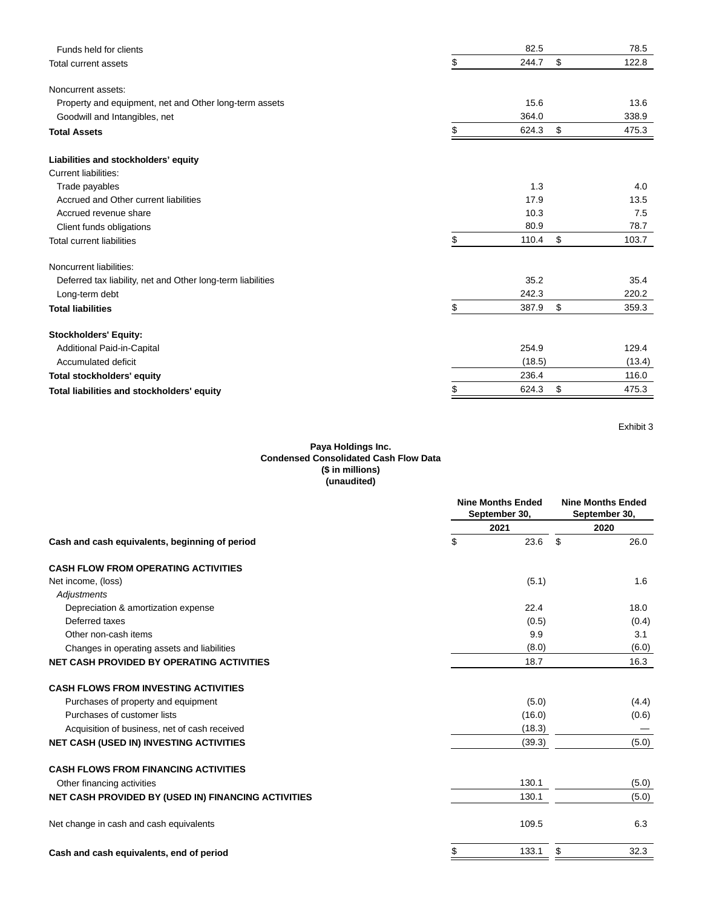| | | |
|---|---|---|
| Funds held for clients | 82.5 | 78.5 |
| Total current assets | $ 244.7 | $ 122.8 |
| | | |
| Noncurrent assets: | | |
| Property and equipment, net and Other long-term assets | 15.6 | 13.6 |
| Goodwill and Intangibles, net | 364.0 | 338.9 |
| **Total Assets** | $ 624.3 | $ 475.3 |
| | | |
| **Liabilities and stockholders' equity** | | |
| Current liabilities: | | |
| Trade payables | 1.3 | 4.0 |
| Accrued and Other current liabilities | 17.9 | 13.5 |
| Accrued revenue share | 10.3 | 7.5 |
| Client funds obligations | 80.9 | 78.7 |
| Total current liabilities | $ 110.4 | $ 103.7 |
| | | |
| Noncurrent liabilities: | | |
| Deferred tax liability, net and Other long-term liabilities | 35.2 | 35.4 |
| Long-term debt | 242.3 | 220.2 |
| **Total liabilities** | $ 387.9 | $ 359.3 |
| | | |
| **Stockholders' Equity:** | | |
| Additional Paid-in-Capital | 254.9 | 129.4 |
| Accumulated deficit | (18.5) | (13.4) |
| **Total stockholders' equity** | 236.4 | 116.0 |
| **Total liabilities and stockholders' equity** | $ 624.3 | $ 475.3 |

Exhibit 3

**Paya Holdings Inc.**
**Condensed Consolidated Cash Flow Data**
**($ in millions)**
**(unaudited)**

| | Nine Months Ended September 30, | Nine Months Ended September 30, |
|---|---|---|
| | 2021 | 2020 |
| **Cash and cash equivalents, beginning of period** | $ 23.6 | $ 26.0 |
| | | |
| **CASH FLOW FROM OPERATING ACTIVITIES** | | |
| Net income, (loss) | (5.1) | 1.6 |
| *Adjustments* | | |
| Depreciation & amortization expense | 22.4 | 18.0 |
| Deferred taxes | (0.5) | (0.4) |
| Other non-cash items | 9.9 | 3.1 |
| Changes in operating assets and liabilities | (8.0) | (6.0) |
| **NET CASH PROVIDED BY OPERATING ACTIVITIES** | 18.7 | 16.3 |
| | | |
| **CASH FLOWS FROM INVESTING ACTIVITIES** | | |
| Purchases of property and equipment | (5.0) | (4.4) |
| Purchases of customer lists | (16.0) | (0.6) |
| Acquisition of business, net of cash received | (18.3) | — |
| **NET CASH (USED IN) INVESTING ACTIVITIES** | (39.3) | (5.0) |
| | | |
| **CASH FLOWS FROM FINANCING ACTIVITIES** | | |
| Other financing activities | 130.1 | (5.0) |
| **NET CASH PROVIDED BY (USED IN) FINANCING ACTIVITIES** | 130.1 | (5.0) |
| | | |
| Net change in cash and cash equivalents | 109.5 | 6.3 |
| | | |
| **Cash and cash equivalents, end of period** | $ 133.1 | $ 32.3 |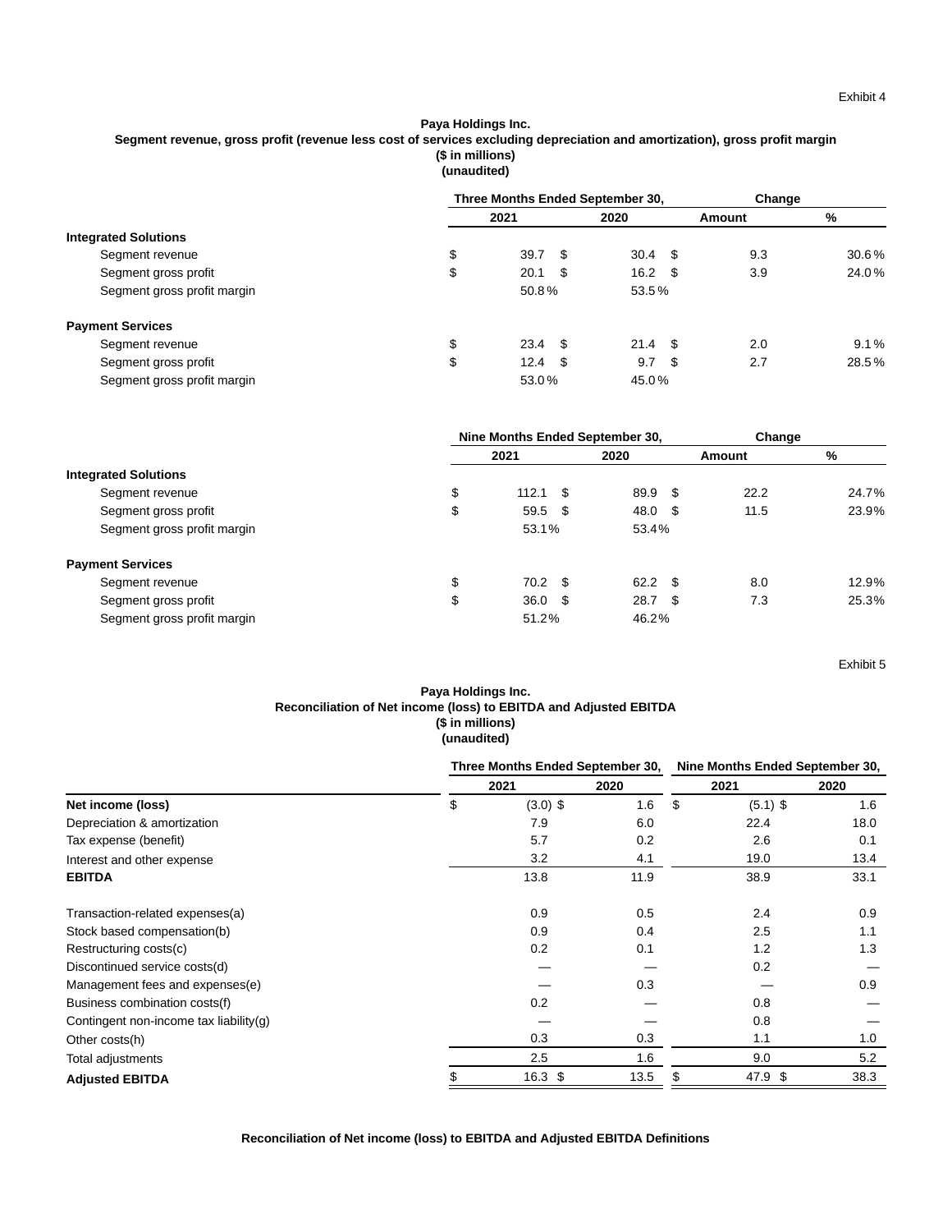Exhibit 4

**Paya Holdings Inc.**
**Segment revenue, gross profit (revenue less cost of services excluding depreciation and amortization), gross profit margin**
**($ in millions)**
**(unaudited)**

| | Three Months Ended September 30, | | Change | |
|---|---|---|---|---|
| | 2021 | 2020 | Amount | % |
| **Integrated Solutions** | | | | |
| Segment revenue | $ 39.7 | $ 30.4 | $ 9.3 | 30.6 % |
| Segment gross profit | $ 20.1 | $ 16.2 | $ 3.9 | 24.0 % |
| Segment gross profit margin | 50.8 % | 53.5 % | | |
| **Payment Services** | | | | |
| Segment revenue | $ 23.4 | $ 21.4 | $ 2.0 | 9.1 % |
| Segment gross profit | $ 12.4 | $ 9.7 | $ 2.7 | 28.5 % |
| Segment gross profit margin | 53.0 % | 45.0 % | | |

| | Nine Months Ended September 30, | | Change | |
|---|---|---|---|---|
| | 2021 | 2020 | Amount | % |
| **Integrated Solutions** | | | | |
| Segment revenue | $ 112.1 | $ 89.9 | $ 22.2 | 24.7% |
| Segment gross profit | $ 59.5 | $ 48.0 | $ 11.5 | 23.9% |
| Segment gross profit margin | 53.1% | 53.4% | | |
| **Payment Services** | | | | |
| Segment revenue | $ 70.2 | $ 62.2 | $ 8.0 | 12.9% |
| Segment gross profit | $ 36.0 | $ 28.7 | $ 7.3 | 25.3% |
| Segment gross profit margin | 51.2% | 46.2% | | |

Exhibit 5

**Paya Holdings Inc.**
**Reconciliation of Net income (loss) to EBITDA and Adjusted EBITDA**
**($ in millions)**
**(unaudited)**

| | Three Months Ended September 30, | | Nine Months Ended September 30, | |
|---|---|---|---|---|
| | 2021 | 2020 | 2021 | 2020 |
| **Net income (loss)** | $ (3.0) | $ 1.6 | $ (5.1) | $ 1.6 |
| Depreciation & amortization | 7.9 | 6.0 | 22.4 | 18.0 |
| Tax expense (benefit) | 5.7 | 0.2 | 2.6 | 0.1 |
| Interest and other expense | 3.2 | 4.1 | 19.0 | 13.4 |
| **EBITDA** | 13.8 | 11.9 | 38.9 | 33.1 |
| Transaction-related expenses(a) | 0.9 | 0.5 | 2.4 | 0.9 |
| Stock based compensation(b) | 0.9 | 0.4 | 2.5 | 1.1 |
| Restructuring costs(c) | 0.2 | 0.1 | 1.2 | 1.3 |
| Discontinued service costs(d) | — | — | 0.2 | — |
| Management fees and expenses(e) | — | 0.3 | — | 0.9 |
| Business combination costs(f) | 0.2 | — | 0.8 | — |
| Contingent non-income tax liability(g) | — | — | 0.8 | — |
| Other costs(h) | 0.3 | 0.3 | 1.1 | 1.0 |
| Total adjustments | 2.5 | 1.6 | 9.0 | 5.2 |
| **Adjusted EBITDA** | $ 16.3 | $ 13.5 | $ 47.9 | $ 38.3 |

**Reconciliation of Net income (loss) to EBITDA and Adjusted EBITDA Definitions**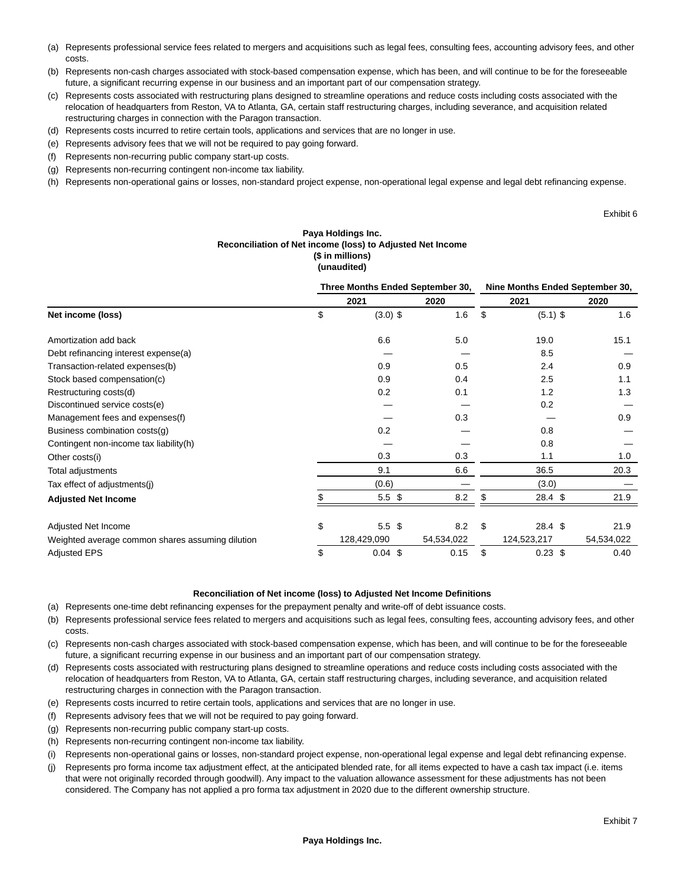(a) Represents professional service fees related to mergers and acquisitions such as legal fees, consulting fees, accounting advisory fees, and other costs.

(b) Represents non-cash charges associated with stock-based compensation expense, which has been, and will continue to be for the foreseeable future, a significant recurring expense in our business and an important part of our compensation strategy.

(c) Represents costs associated with restructuring plans designed to streamline operations and reduce costs including costs associated with the relocation of headquarters from Reston, VA to Atlanta, GA, certain staff restructuring charges, including severance, and acquisition related restructuring charges in connection with the Paragon transaction.

(d) Represents costs incurred to retire certain tools, applications and services that are no longer in use.

(e) Represents advisory fees that we will not be required to pay going forward.

(f) Represents non-recurring public company start-up costs.

(g) Represents non-recurring contingent non-income tax liability.

(h) Represents non-operational gains or losses, non-standard project expense, non-operational legal expense and legal debt refinancing expense.

Exhibit 6

**Paya Holdings Inc.**
**Reconciliation of Net income (loss) to Adjusted Net Income**
**($ in millions)**
**(unaudited)**

| | Three Months Ended September 30, | | Nine Months Ended September 30, | |
|---|---|---|---|---|
| | 2021 | 2020 | 2021 | 2020 |
| **Net income (loss)** | $ (3.0) | $ 1.6 | $ (5.1) | $ 1.6 |
| Amortization add back | 6.6 | 5.0 | 19.0 | 15.1 |
| Debt refinancing interest expense(a) | — | — | 8.5 | — |
| Transaction-related expenses(b) | 0.9 | 0.5 | 2.4 | 0.9 |
| Stock based compensation(c) | 0.9 | 0.4 | 2.5 | 1.1 |
| Restructuring costs(d) | 0.2 | 0.1 | 1.2 | 1.3 |
| Discontinued service costs(e) | — | — | 0.2 | — |
| Management fees and expenses(f) | — | 0.3 | — | 0.9 |
| Business combination costs(g) | 0.2 | — | 0.8 | — |
| Contingent non-income tax liability(h) | — | — | 0.8 | — |
| Other costs(i) | 0.3 | 0.3 | 1.1 | 1.0 |
| Total adjustments | 9.1 | 6.6 | 36.5 | 20.3 |
| Tax effect of adjustments(j) | (0.6) | — | (3.0) | — |
| **Adjusted Net Income** | $ 5.5 | $ 8.2 | $ 28.4 | $ 21.9 |
| Adjusted Net Income | $ 5.5 | $ 8.2 | $ 28.4 | $ 21.9 |
| Weighted average common shares assuming dilution | 128,429,090 | 54,534,022 | 124,523,217 | 54,534,022 |
| Adjusted EPS | $ 0.04 | $ 0.15 | $ 0.23 | $ 0.40 |

**Reconciliation of Net income (loss) to Adjusted Net Income Definitions**

(a) Represents one-time debt refinancing expenses for the prepayment penalty and write-off of debt issuance costs.

(b) Represents professional service fees related to mergers and acquisitions such as legal fees, consulting fees, accounting advisory fees, and other costs.

(c) Represents non-cash charges associated with stock-based compensation expense, which has been, and will continue to be for the foreseeable future, a significant recurring expense in our business and an important part of our compensation strategy.

(d) Represents costs associated with restructuring plans designed to streamline operations and reduce costs including costs associated with the relocation of headquarters from Reston, VA to Atlanta, GA, certain staff restructuring charges, including severance, and acquisition related restructuring charges in connection with the Paragon transaction.

(e) Represents costs incurred to retire certain tools, applications and services that are no longer in use.

(f) Represents advisory fees that we will not be required to pay going forward.

(g) Represents non-recurring public company start-up costs.

(h) Represents non-recurring contingent non-income tax liability.

(i) Represents non-operational gains or losses, non-standard project expense, non-operational legal expense and legal debt refinancing expense.

(j) Represents pro forma income tax adjustment effect, at the anticipated blended rate, for all items expected to have a cash tax impact (i.e. items that were not originally recorded through goodwill). Any impact to the valuation allowance assessment for these adjustments has not been considered. The Company has not applied a pro forma tax adjustment in 2020 due to the different ownership structure.

Exhibit 7

**Paya Holdings Inc.**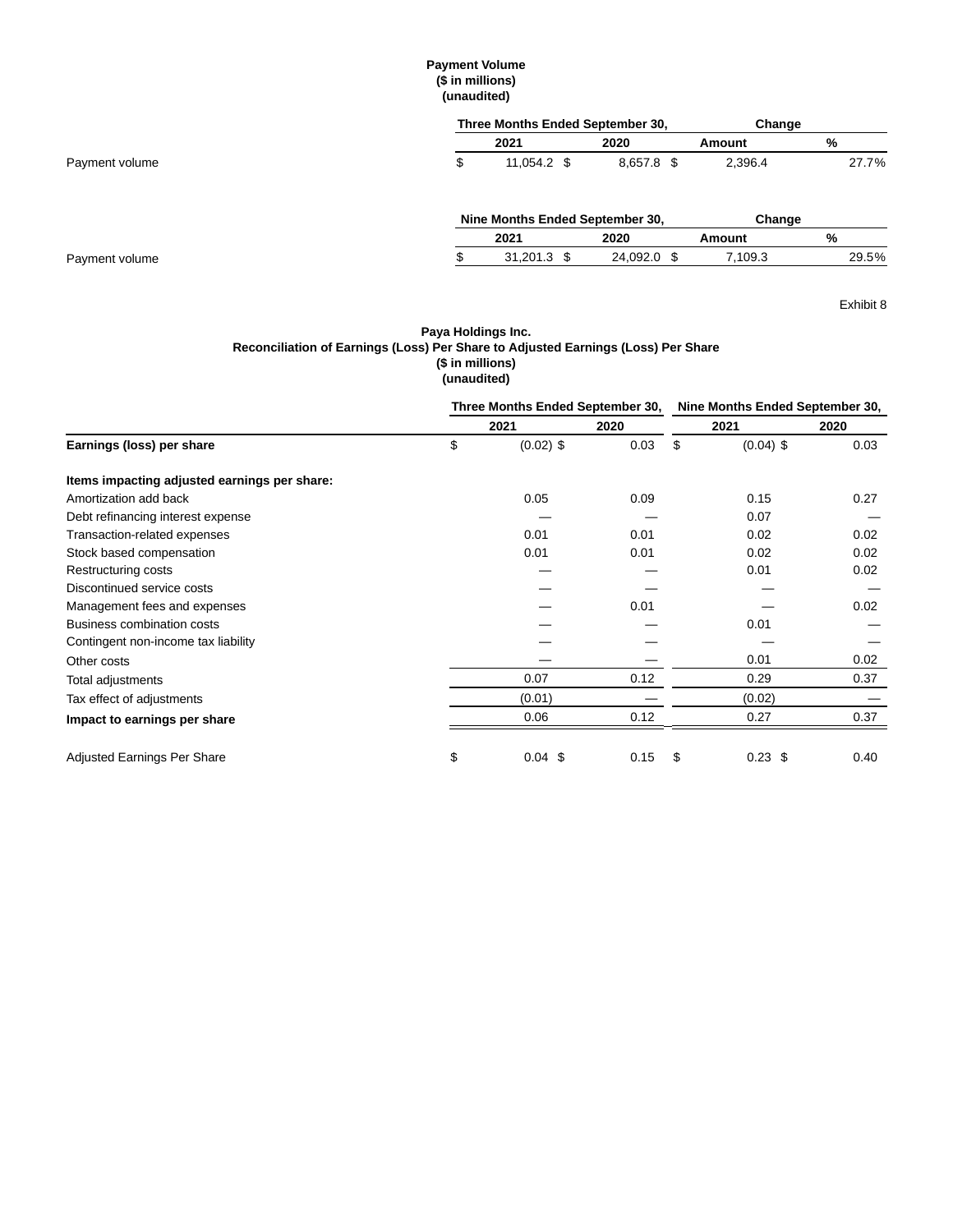**Payment Volume**
**($ in millions)**
**(unaudited)**

| | Three Months Ended September 30, | | Change | |
|---|---|---|---|---|
| | 2021 | 2020 | Amount | % |
| Payment volume | $ 11,054.2 | $ 8,657.8 | $ 2,396.4 | 27.7% |

| | Nine Months Ended September 30, | | Change | |
|---|---|---|---|---|
| | 2021 | 2020 | Amount | % |
| Payment volume | $ 31,201.3 | $ 24,092.0 | $ 7,109.3 | 29.5% |

Exhibit 8

**Paya Holdings Inc.**
**Reconciliation of Earnings (Loss) Per Share to Adjusted Earnings (Loss) Per Share**
**($ in millions)**
**(unaudited)**

| | Three Months Ended September 30, | | Nine Months Ended September 30, | |
|---|---|---|---|---|
| | 2021 | 2020 | 2021 | 2020 |
| **Earnings (loss) per share** | $ (0.02) | $ 0.03 | $ (0.04) | $ 0.03 |
| **Items impacting adjusted earnings per share:** | | | | |
| Amortization add back | 0.05 | 0.09 | 0.15 | 0.27 |
| Debt refinancing interest expense | — | — | 0.07 | — |
| Transaction-related expenses | 0.01 | 0.01 | 0.02 | 0.02 |
| Stock based compensation | 0.01 | 0.01 | 0.02 | 0.02 |
| Restructuring costs | — | — | 0.01 | 0.02 |
| Discontinued service costs | — | — | — | — |
| Management fees and expenses | — | 0.01 | — | 0.02 |
| Business combination costs | — | — | 0.01 | — |
| Contingent non-income tax liability | — | — | — | — |
| Other costs | — | — | 0.01 | 0.02 |
| Total adjustments | 0.07 | 0.12 | 0.29 | 0.37 |
| Tax effect of adjustments | (0.01) | — | (0.02) | — |
| **Impact to earnings per share** | 0.06 | 0.12 | 0.27 | 0.37 |
| Adjusted Earnings Per Share | $ 0.04 | $ 0.15 | $ 0.23 | $ 0.40 |